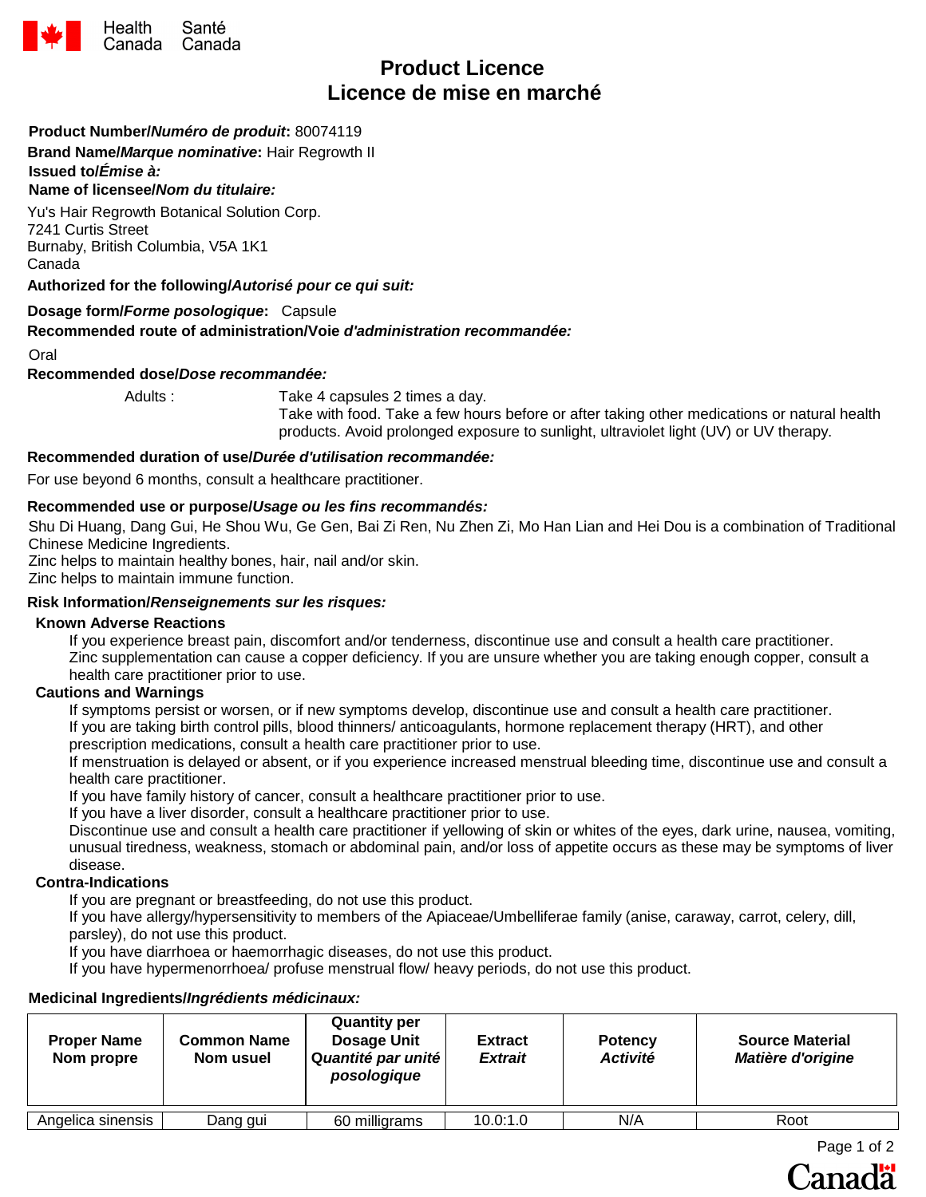# Product Licence
# Licence de mise en marché

**Product Number/*Numéro de produit*:** 80074119

**Brand Name/*Marque nominative*:** Hair Regrowth II

**Issued to/*Émise à:***

**Name of licensee/*Nom du titulaire:***

Yu's Hair Regrowth Botanical Solution Corp.
7241 Curtis Street
Burnaby, British Columbia, V5A 1K1
Canada

**Authorized for the following/*Autorisé pour ce qui suit:***

**Dosage form/*Forme posologique*:** Capsule

**Recommended route of administration/Voie *d'administration recommandée:***

Oral

**Recommended dose/*Dose recommandée:***

Adults : Take 4 capsules 2 times a day.
Take with food. Take a few hours before or after taking other medications or natural health products. Avoid prolonged exposure to sunlight, ultraviolet light (UV) or UV therapy.

**Recommended duration of use/*Durée d'utilisation recommandée:***

For use beyond 6 months, consult a healthcare practitioner.

**Recommended use or purpose/*Usage ou les fins recommandés:***

Shu Di Huang, Dang Gui, He Shou Wu, Ge Gen, Bai Zi Ren, Nu Zhen Zi, Mo Han Lian and Hei Dou is a combination of Traditional Chinese Medicine Ingredients.
Zinc helps to maintain healthy bones, hair, nail and/or skin.
Zinc helps to maintain immune function.

**Risk Information/*Renseignements sur les risques:***

**Known Adverse Reactions**

If you experience breast pain, discomfort and/or tenderness, discontinue use and consult a health care practitioner.
Zinc supplementation can cause a copper deficiency. If you are unsure whether you are taking enough copper, consult a health care practitioner prior to use.

**Cautions and Warnings**

If symptoms persist or worsen, or if new symptoms develop, discontinue use and consult a health care practitioner.
If you are taking birth control pills, blood thinners/ anticoagulants, hormone replacement therapy (HRT), and other prescription medications, consult a health care practitioner prior to use.
If menstruation is delayed or absent, or if you experience increased menstrual bleeding time, discontinue use and consult a health care practitioner.
If you have family history of cancer, consult a healthcare practitioner prior to use.
If you have a liver disorder, consult a healthcare practitioner prior to use.
Discontinue use and consult a health care practitioner if yellowing of skin or whites of the eyes, dark urine, nausea, vomiting, unusual tiredness, weakness, stomach or abdominal pain, and/or loss of appetite occurs as these may be symptoms of liver disease.

**Contra-Indications**

If you are pregnant or breastfeeding, do not use this product.
If you have allergy/hypersensitivity to members of the Apiaceae/Umbelliferae family (anise, caraway, carrot, celery, dill, parsley), do not use this product.
If you have diarrhoea or haemorrhagic diseases, do not use this product.
If you have hypermenorrhoea/ profuse menstrual flow/ heavy periods, do not use this product.

**Medicinal Ingredients/*Ingrédients médicinaux:***

| Proper Name *Nom propre* | Common Name *Nom usuel* | Quantity per Dosage Unit *Quantité par unité posologique* | Extract *Extrait* | Potency *Activité* | Source Material *Matière d'origine* |
|---|---|---|---|---|---|
| Angelica sinensis | Dang gui | 60 milligrams | 10.0:1.0 | N/A | Root |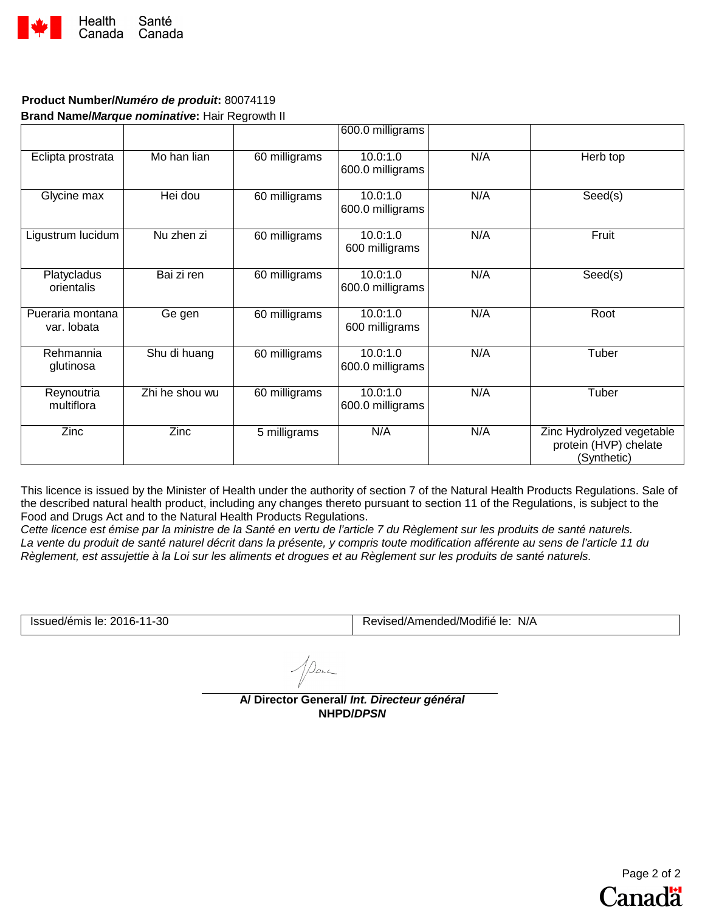**Product Number/*Numéro de produit*:** 80074119

**Brand Name/*Marque nominative*:** Hair Regrowth II

| | | | | | |
|---|---|---|---|---|---|
| | | | 600.0 milligrams | | |
| Eclipta prostrata | Mo han lian | 60 milligrams | 10.0:1.0<br>600.0 milligrams | N/A | Herb top |
| Glycine max | Hei dou | 60 milligrams | 10.0:1.0<br>600.0 milligrams | N/A | Seed(s) |
| Ligustrum lucidum | Nu zhen zi | 60 milligrams | 10.0:1.0<br>600 milligrams | N/A | Fruit |
| Platycladus orientalis | Bai zi ren | 60 milligrams | 10.0:1.0<br>600.0 milligrams | N/A | Seed(s) |
| Pueraria montana var. lobata | Ge gen | 60 milligrams | 10.0:1.0<br>600 milligrams | N/A | Root |
| Rehmannia glutinosa | Shu di huang | 60 milligrams | 10.0:1.0<br>600.0 milligrams | N/A | Tuber |
| Reynoutria multiflora | Zhi he shou wu | 60 milligrams | 10.0:1.0<br>600.0 milligrams | N/A | Tuber |
| Zinc | Zinc | 5 milligrams | N/A | N/A | Zinc Hydrolyzed vegetable protein (HVP) chelate (Synthetic) |

This licence is issued by the Minister of Health under the authority of section 7 of the Natural Health Products Regulations. Sale of the described natural health product, including any changes thereto pursuant to section 11 of the Regulations, is subject to the Food and Drugs Act and to the Natural Health Products Regulations.

*Cette licence est émise par la ministre de la Santé en vertu de l'article 7 du Règlement sur les produits de santé naturels. La vente du produit de santé naturel décrit dans la présente, y compris toute modification afférente au sens de l'article 11 du Règlement, est assujettie à la Loi sur les aliments et drogues et au Règlement sur les produits de santé naturels.*

| | |
|---|---|
| Issued/émis le: 2016-11-30 | Revised/Amended/Modifié le: N/A |

**A/ Director General/ *Int. Directeur général***

**NHPD/*DPSN***